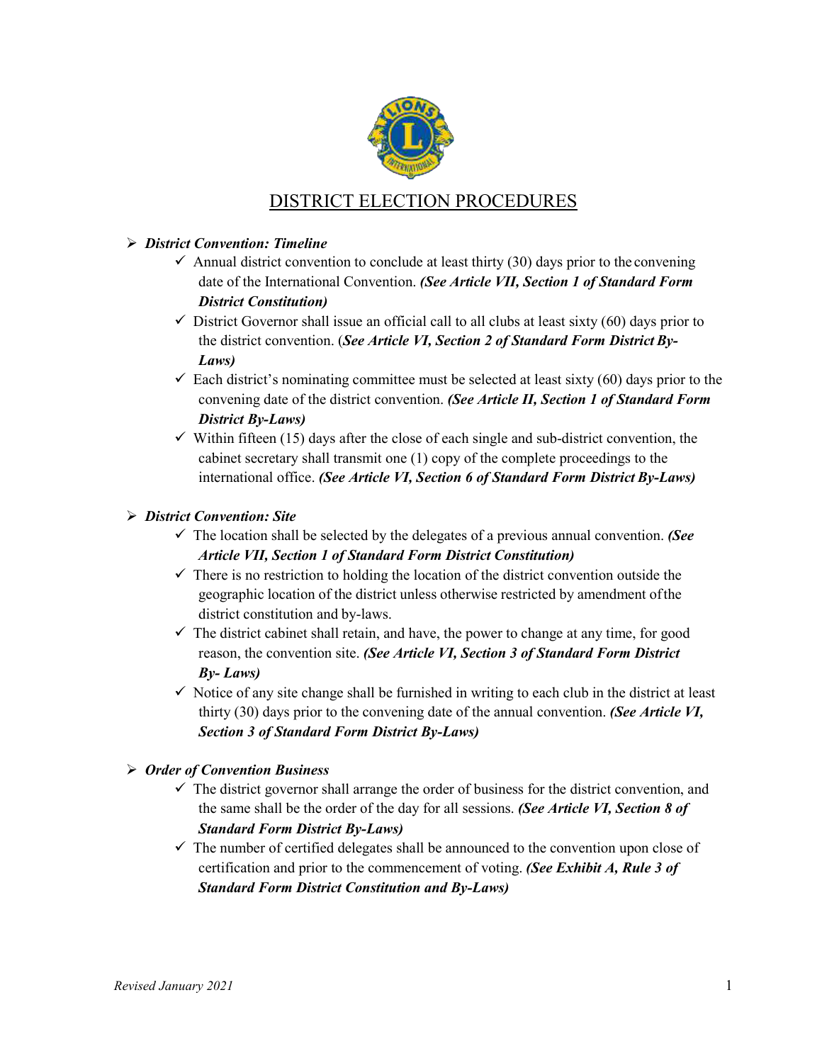# DISTRICT ELECTION PROCEDURES

- ***District Convention: Timeline***
  - Annual district convention to conclude at least thirty (30) days prior to the convening date of the International Convention. ***(See Article VII, Section 1 of Standard Form District Constitution)***
  - District Governor shall issue an official call to all clubs at least sixty (60) days prior to the district convention. (***See Article VI, Section 2 of Standard Form District By-Laws)***
  - Each district's nominating committee must be selected at least sixty (60) days prior to the convening date of the district convention. ***(See Article II, Section 1 of Standard Form District By-Laws)***
  - Within fifteen (15) days after the close of each single and sub-district convention, the cabinet secretary shall transmit one (1) copy of the complete proceedings to the international office. ***(See Article VI, Section 6 of Standard Form District By-Laws)***

- ***District Convention: Site***
  - The location shall be selected by the delegates of a previous annual convention. ***(See Article VII, Section 1 of Standard Form District Constitution)***
  - There is no restriction to holding the location of the district convention outside the geographic location of the district unless otherwise restricted by amendment of the district constitution and by-laws.
  - The district cabinet shall retain, and have, the power to change at any time, for good reason, the convention site. ***(See Article VI, Section 3 of Standard Form District By- Laws)***
  - Notice of any site change shall be furnished in writing to each club in the district at least thirty (30) days prior to the convening date of the annual convention. ***(See Article VI, Section 3 of Standard Form District By-Laws)***

- ***Order of Convention Business***
  - The district governor shall arrange the order of business for the district convention, and the same shall be the order of the day for all sessions. ***(See Article VI, Section 8 of Standard Form District By-Laws)***
  - The number of certified delegates shall be announced to the convention upon close of certification and prior to the commencement of voting. ***(See Exhibit A, Rule 3 of Standard Form District Constitution and By-Laws)***

*Revised January 2021*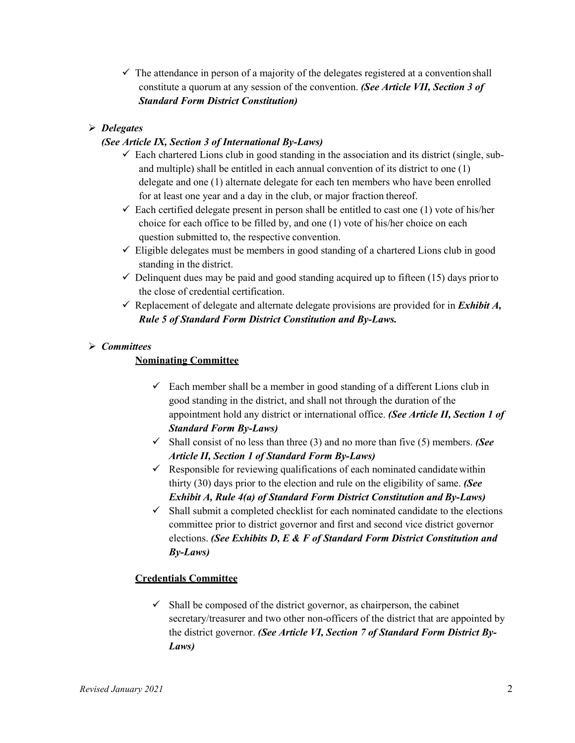- ✓ The attendance in person of a majority of the delegates registered at a convention shall constitute a quorum at any session of the convention. ***(See Article VII, Section 3 of Standard Form District Constitution)***

➢ ***Delegates***

***(See Article IX, Section 3 of International By-Laws)***

- ✓ Each chartered Lions club in good standing in the association and its district (single, sub- and multiple) shall be entitled in each annual convention of its district to one (1) delegate and one (1) alternate delegate for each ten members who have been enrolled for at least one year and a day in the club, or major fraction thereof.
- ✓ Each certified delegate present in person shall be entitled to cast one (1) vote of his/her choice for each office to be filled by, and one (1) vote of his/her choice on each question submitted to, the respective convention.
- ✓ Eligible delegates must be members in good standing of a chartered Lions club in good standing in the district.
- ✓ Delinquent dues may be paid and good standing acquired up to fifteen (15) days prior to the close of credential certification.
- ✓ Replacement of delegate and alternate delegate provisions are provided for in ***Exhibit A, Rule 5 of Standard Form District Constitution and By-Laws.***

➢ ***Committees***

**<u>Nominating Committee</u>**

- ✓ Each member shall be a member in good standing of a different Lions club in good standing in the district, and shall not through the duration of the appointment hold any district or international office. ***(See Article II, Section 1 of Standard Form By-Laws)***
- ✓ Shall consist of no less than three (3) and no more than five (5) members. ***(See Article II, Section 1 of Standard Form By-Laws)***
- ✓ Responsible for reviewing qualifications of each nominated candidate within thirty (30) days prior to the election and rule on the eligibility of same. ***(See Exhibit A, Rule 4(a) of Standard Form District Constitution and By-Laws)***
- ✓ Shall submit a completed checklist for each nominated candidate to the elections committee prior to district governor and first and second vice district governor elections. ***(See Exhibits D, E & F of Standard Form District Constitution and By-Laws)***

**<u>Credentials Committee</u>**

- ✓ Shall be composed of the district governor, as chairperson, the cabinet secretary/treasurer and two other non-officers of the district that are appointed by the district governor. ***(See Article VI, Section 7 of Standard Form District By-Laws)***

*Revised January 2021*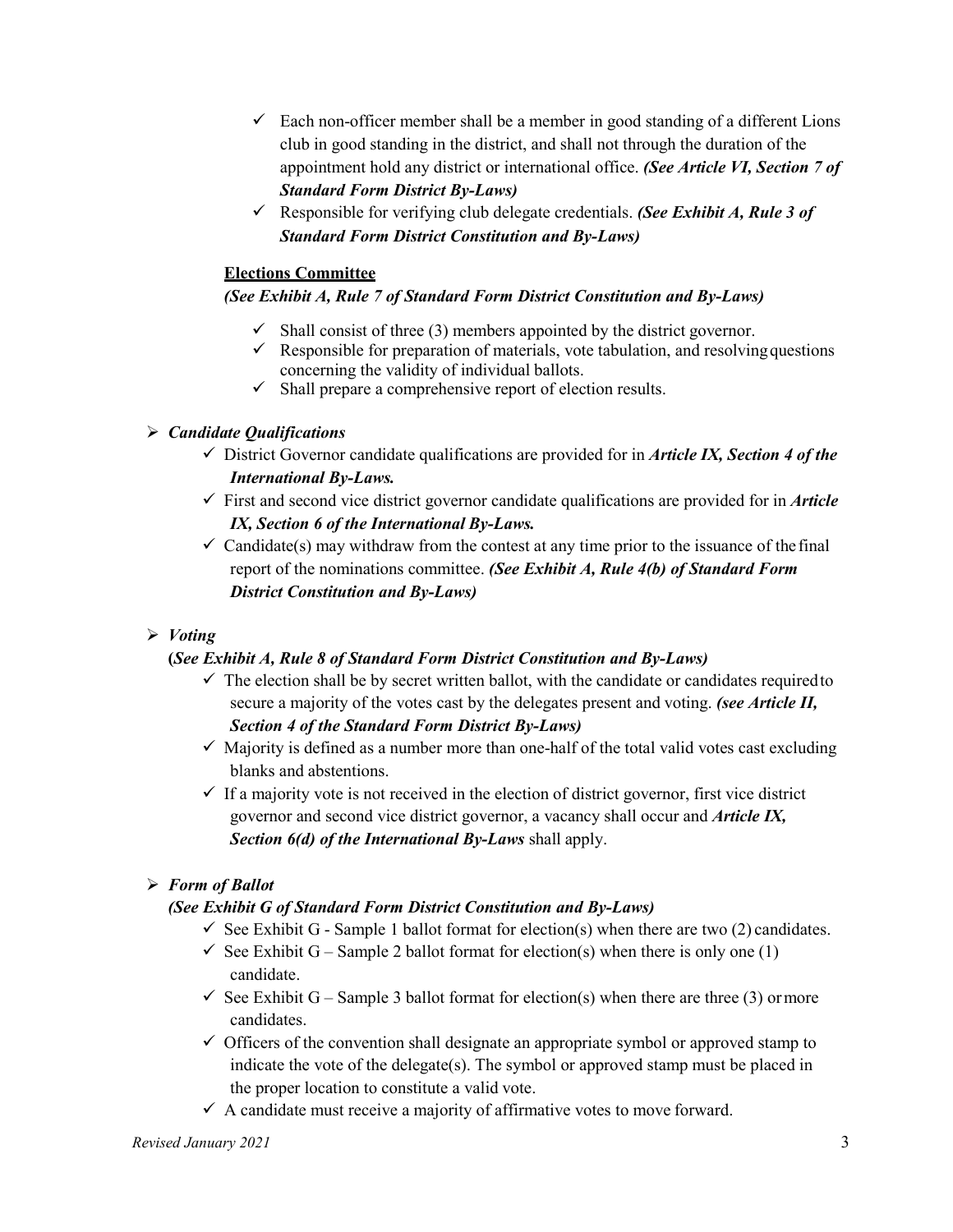- ✓ Each non-officer member shall be a member in good standing of a different Lions club in good standing in the district, and shall not through the duration of the appointment hold any district or international office. ***(See Article VI, Section 7 of Standard Form District By-Laws)***
- ✓ Responsible for verifying club delegate credentials. ***(See Exhibit A, Rule 3 of Standard Form District Constitution and By-Laws)***

**Elections Committee**

***(See Exhibit A, Rule 7 of Standard Form District Constitution and By-Laws)***

- ✓ Shall consist of three (3) members appointed by the district governor.
- ✓ Responsible for preparation of materials, vote tabulation, and resolving questions concerning the validity of individual ballots.
- ✓ Shall prepare a comprehensive report of election results.

➢ ***Candidate Qualifications***

- ✓ District Governor candidate qualifications are provided for in ***Article IX, Section 4 of the International By-Laws.***
- ✓ First and second vice district governor candidate qualifications are provided for in ***Article IX, Section 6 of the International By-Laws.***
- ✓ Candidate(s) may withdraw from the contest at any time prior to the issuance of the final report of the nominations committee. ***(See Exhibit A, Rule 4(b) of Standard Form District Constitution and By-Laws)***

➢ ***Voting***

**(*See Exhibit A, Rule 8 of Standard Form District Constitution and By-Laws*)**

- ✓ The election shall be by secret written ballot, with the candidate or candidates required to secure a majority of the votes cast by the delegates present and voting. ***(see Article II, Section 4 of the Standard Form District By-Laws)***
- ✓ Majority is defined as a number more than one-half of the total valid votes cast excluding blanks and abstentions.
- ✓ If a majority vote is not received in the election of district governor, first vice district governor and second vice district governor, a vacancy shall occur and ***Article IX, Section 6(d) of the International By-Laws*** shall apply.

➢ ***Form of Ballot***

***(See Exhibit G of Standard Form District Constitution and By-Laws)***

- ✓ See Exhibit G - Sample 1 ballot format for election(s) when there are two (2) candidates.
- ✓ See Exhibit G – Sample 2 ballot format for election(s) when there is only one (1) candidate.
- ✓ See Exhibit G – Sample 3 ballot format for election(s) when there are three (3) or more candidates.
- ✓ Officers of the convention shall designate an appropriate symbol or approved stamp to indicate the vote of the delegate(s). The symbol or approved stamp must be placed in the proper location to constitute a valid vote.
- ✓ A candidate must receive a majority of affirmative votes to move forward.

*Revised January 2021*